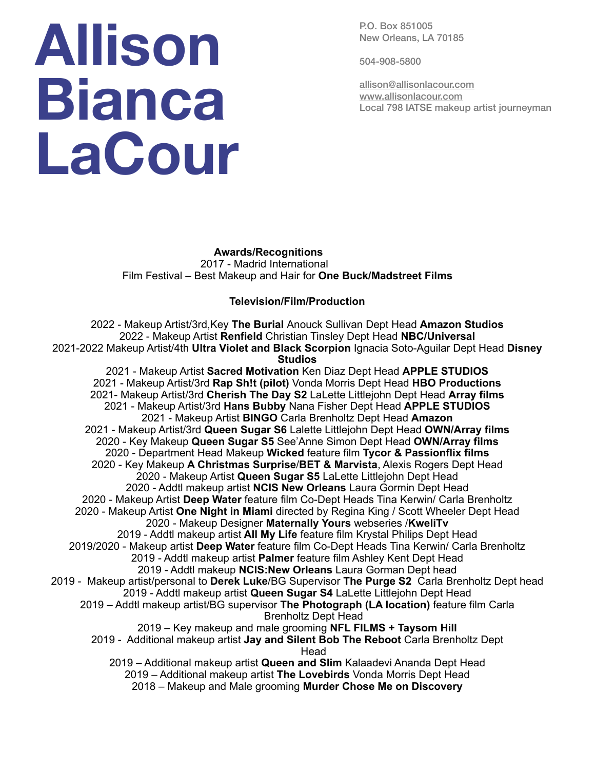# Allison Bianca LaCour

P.O. Box 851005
New Orleans, LA 70185

504-908-5800

allison@allisonlacour.com
www.allisonlacour.com
Local 798 IATSE makeup artist journeyman

**Awards/Recognitions**

2017 - Madrid International Film Festival – Best Makeup and Hair for **One Buck/Madstreet Films**

**Television/Film/Production**

2022 - Makeup Artist/3rd,Key **The Burial** Anouck Sullivan Dept Head **Amazon Studios**
2022 - Makeup Artist **Renfield** Christian Tinsley Dept Head **NBC/Universal**
2021-2022 Makeup Artist/4th **Ultra Violet and Black Scorpion** Ignacia Soto-Aguilar Dept Head **Disney Studios**
2021 - Makeup Artist **Sacred Motivation** Ken Diaz Dept Head **APPLE STUDIOS**
2021 - Makeup Artist/3rd **Rap Sh!t (pilot)** Vonda Morris Dept Head **HBO Productions**
2021- Makeup Artist/3rd **Cherish The Day S2** LaLette Littlejohn Dept Head **Array films**
2021 - Makeup Artist/3rd **Hans Bubby** Nana Fisher Dept Head **APPLE STUDIOS**
2021 - Makeup Artist **BINGO** Carla Brenholtz Dept Head **Amazon**
2021 - Makeup Artist/3rd **Queen Sugar S6** Lalette Littlejohn Dept Head **OWN/Array films**
2020 - Key Makeup **Queen Sugar S5** See'Anne Simon Dept Head **OWN/Array films**
2020 - Department Head Makeup **Wicked** feature film **Tycor & Passionflix films**
2020 - Key Makeup **A Christmas Surprise**/**BET & Marvista**, Alexis Rogers Dept Head
2020 - Makeup Artist **Queen Sugar S5** LaLette Littlejohn Dept Head
2020 - Addtl makeup artist **NCIS New Orleans** Laura Gormin Dept Head
2020 - Makeup Artist **Deep Water** feature film Co-Dept Heads Tina Kerwin/ Carla Brenholtz
2020 - Makeup Artist **One Night in Miami** directed by Regina King / Scott Wheeler Dept Head
2020 - Makeup Designer **Maternally Yours** webseries /**KweliTv**
2019 - Addtl makeup artist **All My Life** feature film Krystal Philips Dept Head
2019/2020 - Makeup artist **Deep Water** feature film Co-Dept Heads Tina Kerwin/ Carla Brenholtz
2019 - Addtl makeup artist **Palmer** feature film Ashley Kent Dept Head
2019 - Addtl makeup **NCIS:New Orleans** Laura Gorman Dept head
2019 - Makeup artist/personal to **Derek Luke**/BG Supervisor **The Purge S2** Carla Brenholtz Dept head
2019 - Addtl makeup artist **Queen Sugar S4** LaLette Littlejohn Dept Head
2019 – Addtl makeup artist/BG supervisor **The Photograph (LA location)** feature film Carla Brenholtz Dept Head
2019 – Key makeup and male grooming **NFL FILMS + Taysom Hill**
2019 - Additional makeup artist **Jay and Silent Bob The Reboot** Carla Brenholtz Dept Head
2019 – Additional makeup artist **Queen and Slim** Kalaadevi Ananda Dept Head
2019 – Additional makeup artist **The Lovebirds** Vonda Morris Dept Head
2018 – Makeup and Male grooming **Murder Chose Me on Discovery**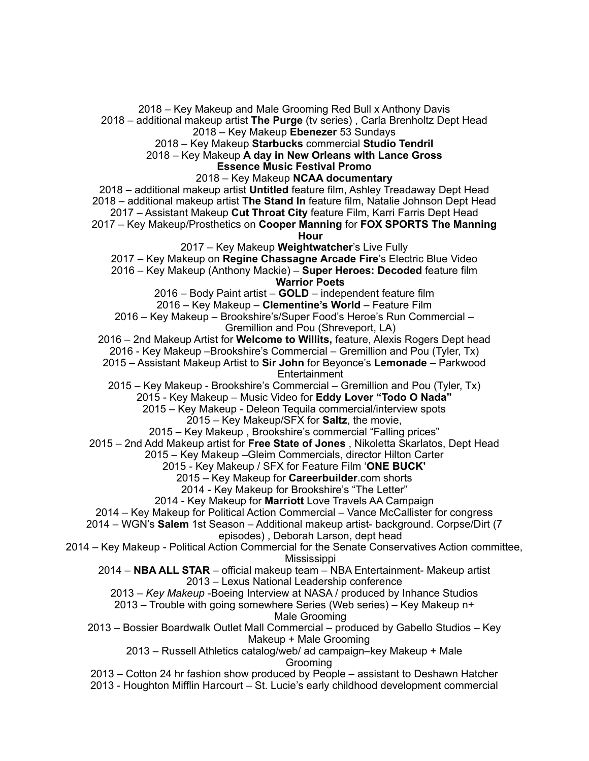2018 – Key Makeup and Male Grooming Red Bull x Anthony Davis

2018 – additional makeup artist **The Purge** (tv series) , Carla Brenholtz Dept Head

2018 – Key Makeup **Ebenezer** 53 Sundays

2018 – Key Makeup **Starbucks** commercial **Studio Tendril**

2018 – Key Makeup **A day in New Orleans with Lance Gross Essence Music Festival Promo**

2018 – Key Makeup **NCAA documentary**

2018 – additional makeup artist **Untitled** feature film, Ashley Treadaway Dept Head

2018 – additional makeup artist **The Stand In** feature film, Natalie Johnson Dept Head

2017 – Assistant Makeup **Cut Throat City** feature Film, Karri Farris Dept Head

2017 – Key Makeup/Prosthetics on **Cooper Manning** for **FOX SPORTS The Manning Hour**

2017 – Key Makeup **Weightwatcher**'s Live Fully

2017 – Key Makeup on **Regine Chassagne Arcade Fire**'s Electric Blue Video

2016 – Key Makeup (Anthony Mackie) – **Super Heroes: Decoded** feature film **Warrior Poets**

2016 – Body Paint artist – **GOLD** – independent feature film

2016 – Key Makeup – **Clementine's World** – Feature Film

2016 – Key Makeup – Brookshire's/Super Food's Heroe's Run Commercial – Gremillion and Pou (Shreveport, LA)

2016 – 2nd Makeup Artist for **Welcome to Willits,** feature, Alexis Rogers Dept head

2016 - Key Makeup –Brookshire's Commercial – Gremillion and Pou (Tyler, Tx)

2015 – Assistant Makeup Artist to **Sir John** for Beyonce's **Lemonade** – Parkwood Entertainment

2015 – Key Makeup - Brookshire's Commercial – Gremillion and Pou (Tyler, Tx)

2015 - Key Makeup – Music Video for **Eddy Lover "Todo O Nada"**

2015 – Key Makeup - Deleon Tequila commercial/interview spots

2015 – Key Makeup/SFX for **Saltz**, the movie,

2015 – Key Makeup , Brookshire's commercial "Falling prices"

2015 – 2nd Add Makeup artist for **Free State of Jones** , Nikoletta Skarlatos, Dept Head

2015 – Key Makeup –Gleim Commercials, director Hilton Carter

2015 - Key Makeup / SFX for Feature Film '**ONE BUCK**'

2015 – Key Makeup for **Careerbuilder**.com shorts

2014 - Key Makeup for Brookshire's "The Letter"

2014 - Key Makeup for **Marriott** Love Travels AA Campaign

2014 – Key Makeup for Political Action Commercial – Vance McCallister for congress

2014 – WGN's **Salem** 1st Season – Additional makeup artist- background. Corpse/Dirt (7 episodes) , Deborah Larson, dept head

2014 – Key Makeup - Political Action Commercial for the Senate Conservatives Action committee, Mississippi

2014 – **NBA ALL STAR** – official makeup team – NBA Entertainment- Makeup artist

2013 – Lexus National Leadership conference

2013 – *Key Makeup* -Boeing Interview at NASA / produced by Inhance Studios

2013 – Trouble with going somewhere Series (Web series) – Key Makeup n+ Male Grooming

2013 – Bossier Boardwalk Outlet Mall Commercial – produced by Gabello Studios – Key Makeup + Male Grooming

2013 – Russell Athletics catalog/web/ ad campaign–key Makeup + Male Grooming

2013 – Cotton 24 hr fashion show produced by People – assistant to Deshawn Hatcher

2013 - Houghton Mifflin Harcourt – St. Lucie's early childhood development commercial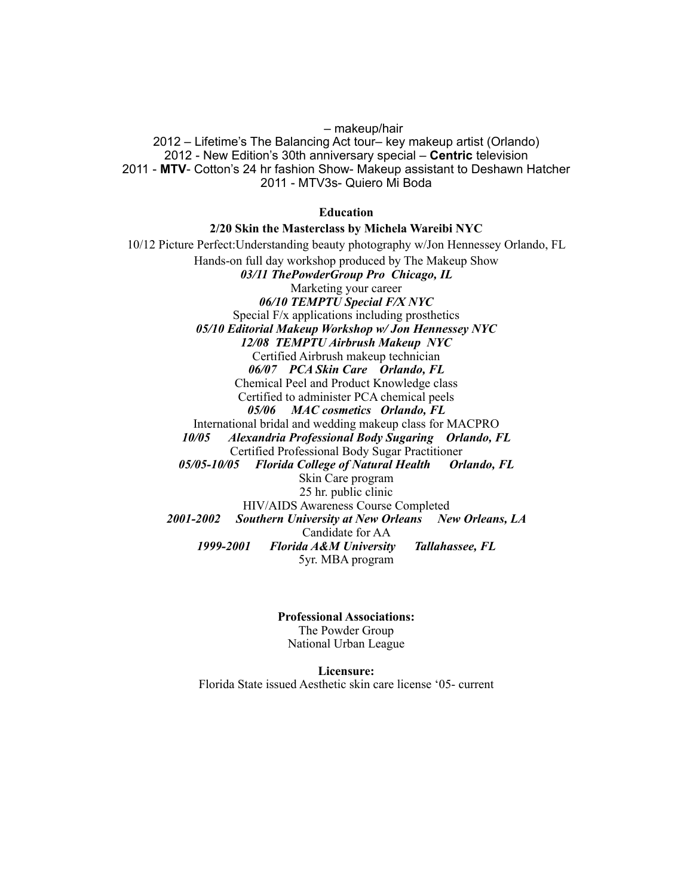– makeup/hair

2012 – Lifetime's The Balancing Act tour– key makeup artist (Orlando)

2012 - New Edition's 30th anniversary special – **Centric** television

2011 - **MTV**- Cotton's 24 hr fashion Show- Makeup assistant to Deshawn Hatcher

2011 - MTV3s- Quiero Mi Boda

## Education

**2/20 Skin the Masterclass by Michela Wareibi NYC**

10/12 Picture Perfect:Understanding beauty photography w/Jon Hennessey Orlando, FL

Hands-on full day workshop produced by The Makeup Show

***03/11 ThePowderGroup Pro Chicago, IL***

Marketing your career

***06/10 TEMPTU Special F/X NYC***

Special F/x applications including prosthetics

***05/10 Editorial Makeup Workshop w/ Jon Hennessey NYC***

***12/08 TEMPTU Airbrush Makeup NYC***

Certified Airbrush makeup technician

***06/07 PCA Skin Care Orlando, FL***

Chemical Peel and Product Knowledge class

Certified to administer PCA chemical peels

***05/06 MAC cosmetics Orlando, FL***

International bridal and wedding makeup class for MACPRO

***10/05 Alexandria Professional Body Sugaring Orlando, FL***

Certified Professional Body Sugar Practitioner

***05/05-10/05 Florida College of Natural Health Orlando, FL***

Skin Care program

25 hr. public clinic

HIV/AIDS Awareness Course Completed

***2001-2002 Southern University at New Orleans New Orleans, LA***

Candidate for AA

***1999-2001 Florida A&M University Tallahassee, FL***

5yr. MBA program

## Professional Associations:

The Powder Group

National Urban League

## Licensure:

Florida State issued Aesthetic skin care license '05- current